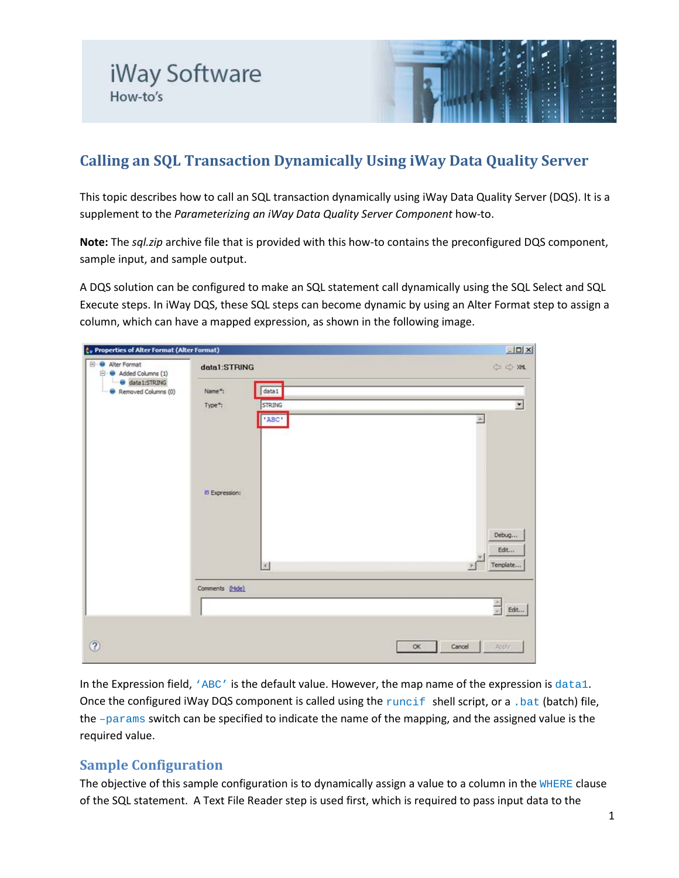iWay Software
How-to's

# Calling an SQL Transaction Dynamically Using iWay Data Quality Server

This topic describes how to call an SQL transaction dynamically using iWay Data Quality Server (DQS). It is a supplement to the *Parameterizing an iWay Data Quality Server Component* how-to.

**Note:** The *sql.zip* archive file that is provided with this how-to contains the preconfigured DQS component, sample input, and sample output.

A DQS solution can be configured to make an SQL statement call dynamically using the SQL Select and SQL Execute steps. In iWay DQS, these SQL steps can become dynamic by using an Alter Format step to assign a column, which can have a mapped expression, as shown in the following image.

In the Expression field, `'ABC'` is the default value. However, the map name of the expression is `data1`. Once the configured iWay DQS component is called using the `runcif` shell script, or a `.bat` (batch) file, the `-params` switch can be specified to indicate the name of the mapping, and the assigned value is the required value.

## Sample Configuration

The objective of this sample configuration is to dynamically assign a value to a column in the `WHERE` clause of the SQL statement. A Text File Reader step is used first, which is required to pass input data to the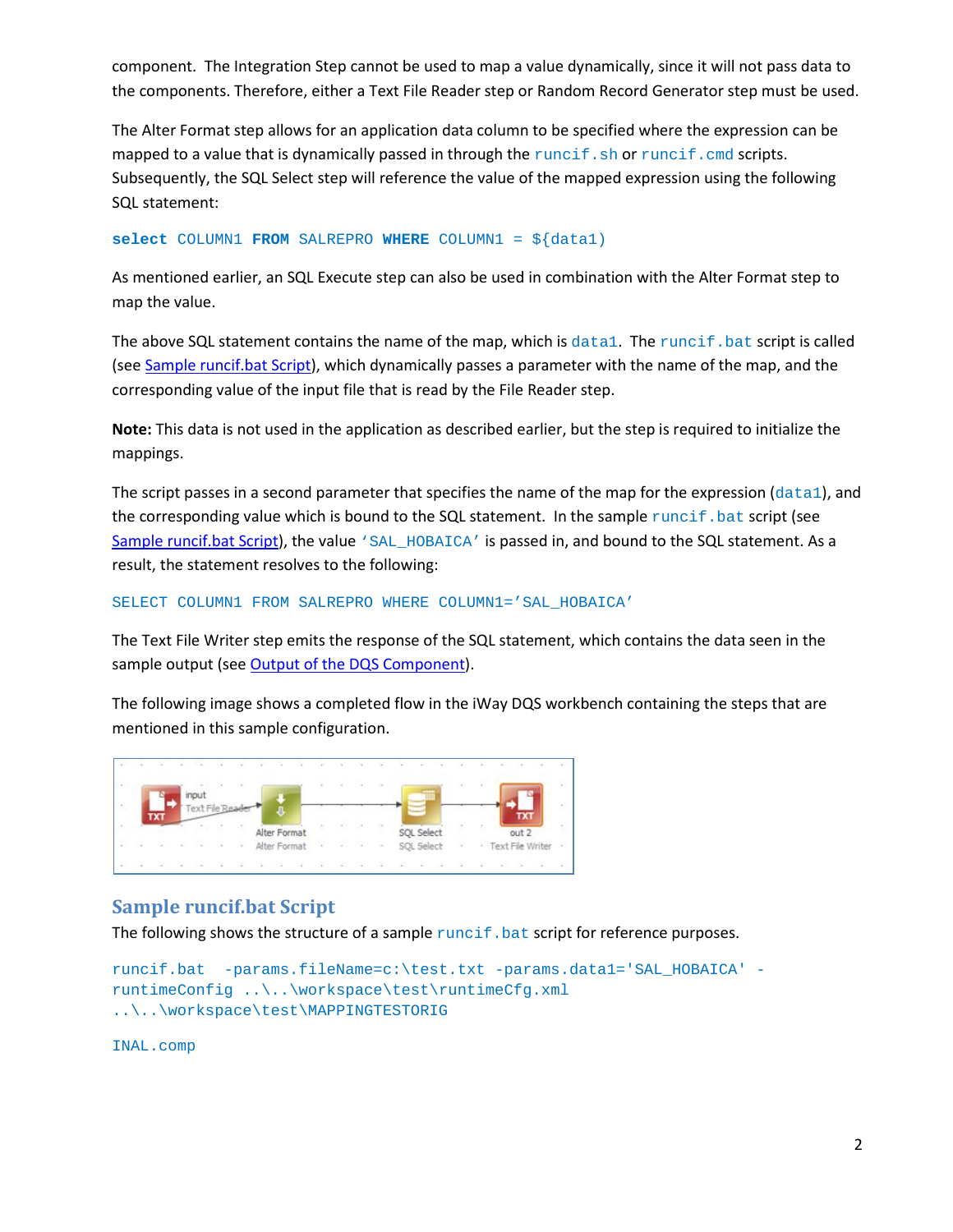component. The Integration Step cannot be used to map a value dynamically, since it will not pass data to the components. Therefore, either a Text File Reader step or Random Record Generator step must be used.

The Alter Format step allows for an application data column to be specified where the expression can be mapped to a value that is dynamically passed in through the `runcif.sh` or `runcif.cmd` scripts. Subsequently, the SQL Select step will reference the value of the mapped expression using the following SQL statement:

```
select COLUMN1 FROM SALREPRO WHERE COLUMN1 = ${data1}
```

As mentioned earlier, an SQL Execute step can also be used in combination with the Alter Format step to map the value.

The above SQL statement contains the name of the map, which is `data1`. The `runcif.bat` script is called (see Sample runcif.bat Script), which dynamically passes a parameter with the name of the map, and the corresponding value of the input file that is read by the File Reader step.

**Note:** This data is not used in the application as described earlier, but the step is required to initialize the mappings.

The script passes in a second parameter that specifies the name of the map for the expression (`data1`), and the corresponding value which is bound to the SQL statement. In the sample `runcif.bat` script (see Sample runcif.bat Script), the value `'SAL_HOBAICA'` is passed in, and bound to the SQL statement. As a result, the statement resolves to the following:

```
SELECT COLUMN1 FROM SALREPRO WHERE COLUMN1='SAL_HOBAICA'
```

The Text File Writer step emits the response of the SQL statement, which contains the data seen in the sample output (see Output of the DQS Component).

The following image shows a completed flow in the iWay DQS workbench containing the steps that are mentioned in this sample configuration.

## Sample runcif.bat Script

The following shows the structure of a sample `runcif.bat` script for reference purposes.

```
runcif.bat  -params.fileName=c:\test.txt -params.data1='SAL_HOBAICA' -
runtimeConfig ..\..\workspace\test\runtimeCfg.xml
..\..\workspace\test\MAPPINGTESTORIG

INAL.comp
```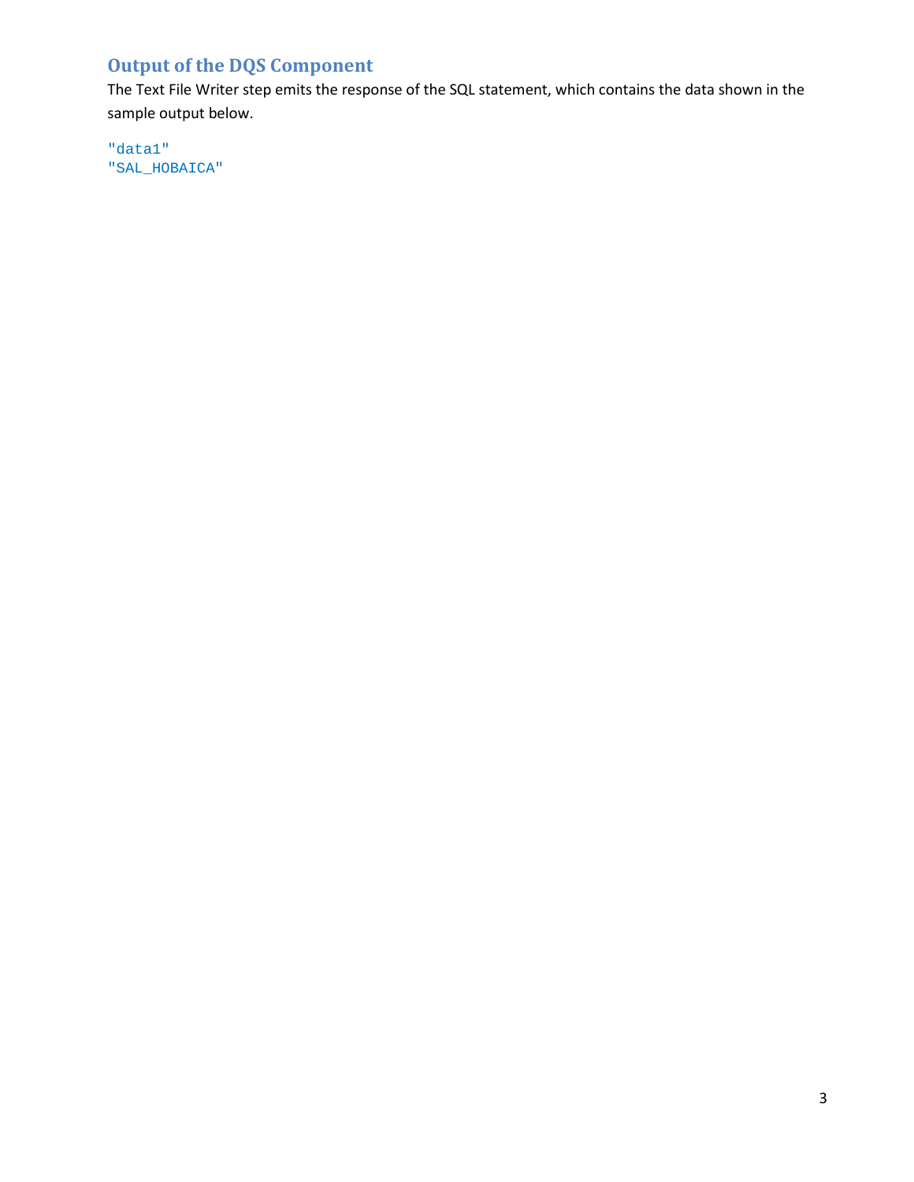## Output of the DQS Component

The Text File Writer step emits the response of the SQL statement, which contains the data shown in the sample output below.

```
"data1"
"SAL_HOBAICA"
```